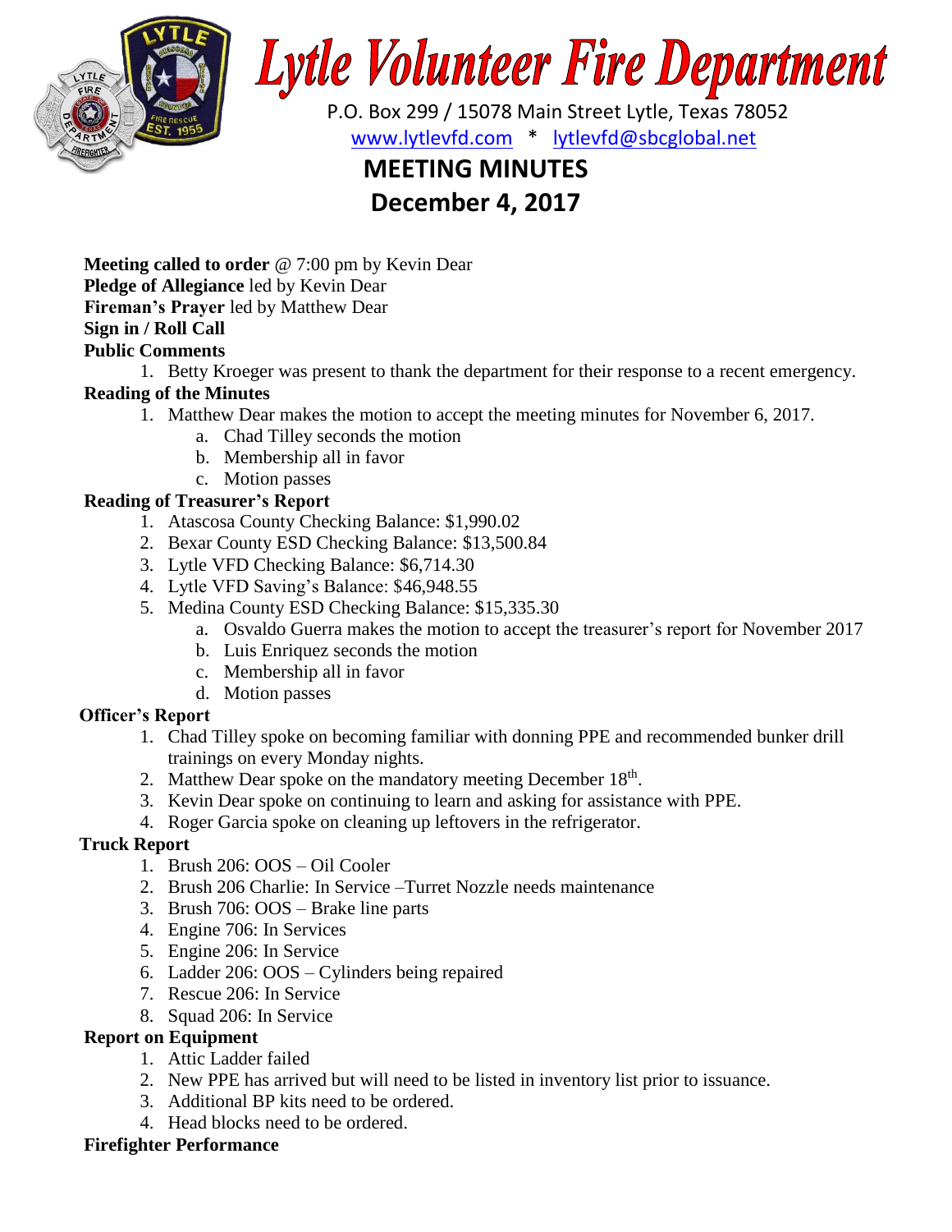# Lytle Volunteer Fire Department

P.O. Box 299 / 15078 Main Street Lytle, Texas 78052

www.lytlevfd.com * lytlevfd@sbcglobal.net

## MEETING MINUTES
## December 4, 2017

**Meeting called to order** @ 7:00 pm by Kevin Dear
**Pledge of Allegiance** led by Kevin Dear
**Fireman's Prayer** led by Matthew Dear
**Sign in / Roll Call**
**Public Comments**

1. Betty Kroeger was present to thank the department for their response to a recent emergency.

**Reading of the Minutes**

1. Matthew Dear makes the motion to accept the meeting minutes for November 6, 2017.
    a. Chad Tilley seconds the motion
    b. Membership all in favor
    c. Motion passes

**Reading of Treasurer's Report**

1. Atascosa County Checking Balance: $1,990.02
2. Bexar County ESD Checking Balance: $13,500.84
3. Lytle VFD Checking Balance: $6,714.30
4. Lytle VFD Saving's Balance: $46,948.55
5. Medina County ESD Checking Balance: $15,335.30
    a. Osvaldo Guerra makes the motion to accept the treasurer's report for November 2017
    b. Luis Enriquez seconds the motion
    c. Membership all in favor
    d. Motion passes

**Officer's Report**

1. Chad Tilley spoke on becoming familiar with donning PPE and recommended bunker drill trainings on every Monday nights.
2. Matthew Dear spoke on the mandatory meeting December 18th.
3. Kevin Dear spoke on continuing to learn and asking for assistance with PPE.
4. Roger Garcia spoke on cleaning up leftovers in the refrigerator.

**Truck Report**

1. Brush 206: OOS – Oil Cooler
2. Brush 206 Charlie: In Service –Turret Nozzle needs maintenance
3. Brush 706: OOS – Brake line parts
4. Engine 706: In Services
5. Engine 206: In Service
6. Ladder 206: OOS – Cylinders being repaired
7. Rescue 206: In Service
8. Squad 206: In Service

**Report on Equipment**

1. Attic Ladder failed
2. New PPE has arrived but will need to be listed in inventory list prior to issuance.
3. Additional BP kits need to be ordered.
4. Head blocks need to be ordered.

**Firefighter Performance**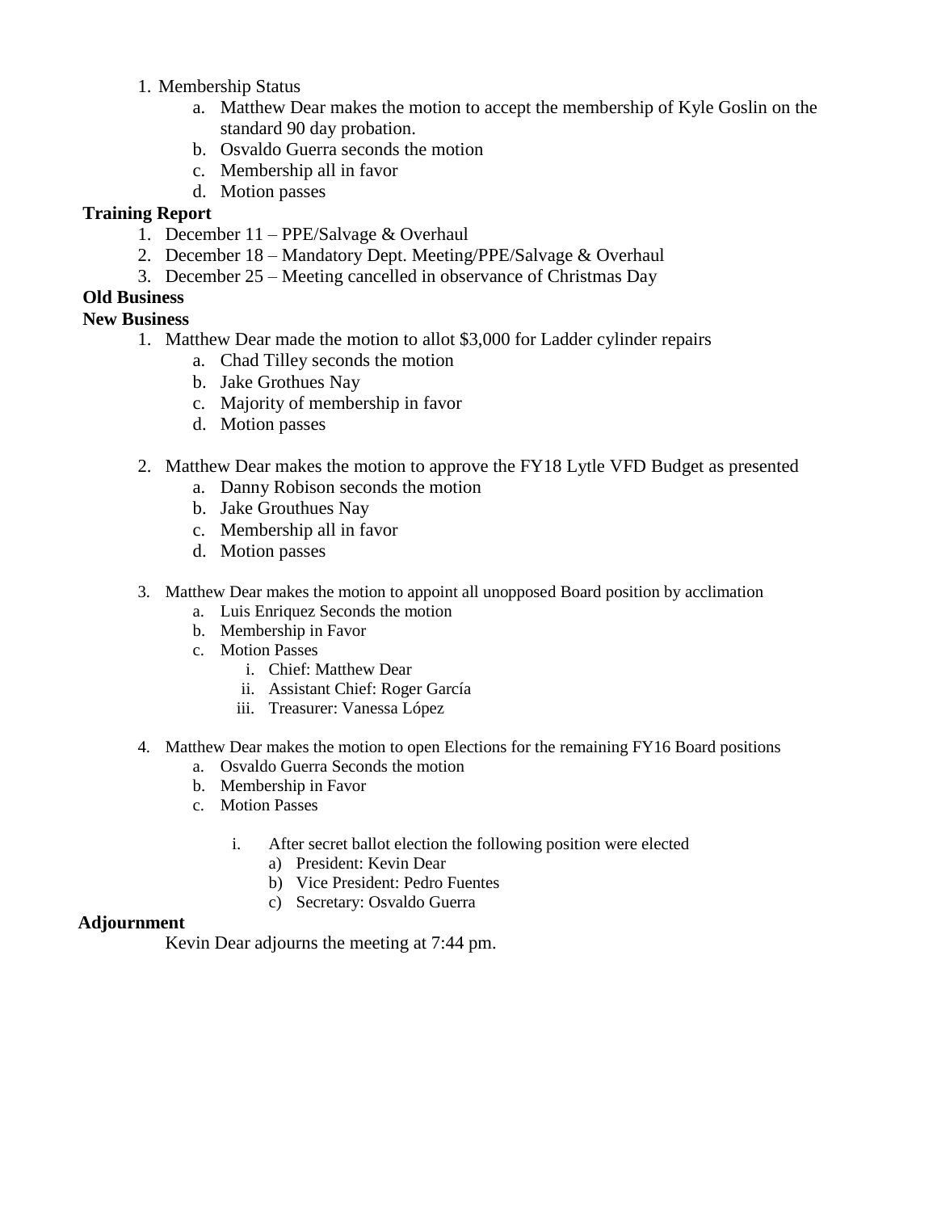1. Membership Status
    a. Matthew Dear makes the motion to accept the membership of Kyle Goslin on the standard 90 day probation.
    b. Osvaldo Guerra seconds the motion
    c. Membership all in favor
    d. Motion passes

**Training Report**

1. December 11 – PPE/Salvage & Overhaul
2. December 18 – Mandatory Dept. Meeting/PPE/Salvage & Overhaul
3. December 25 – Meeting cancelled in observance of Christmas Day

**Old Business**

**New Business**

1. Matthew Dear made the motion to allot $3,000 for Ladder cylinder repairs
    a. Chad Tilley seconds the motion
    b. Jake Grothues Nay
    c. Majority of membership in favor
    d. Motion passes

2. Matthew Dear makes the motion to approve the FY18 Lytle VFD Budget as presented
    a. Danny Robison seconds the motion
    b. Jake Grouthues Nay
    c. Membership all in favor
    d. Motion passes

3. Matthew Dear makes the motion to appoint all unopposed Board position by acclimation
    a. Luis Enriquez Seconds the motion
    b. Membership in Favor
    c. Motion Passes
        i. Chief: Matthew Dear
        ii. Assistant Chief: Roger García
        iii. Treasurer: Vanessa López

4. Matthew Dear makes the motion to open Elections for the remaining FY16 Board positions
    a. Osvaldo Guerra Seconds the motion
    b. Membership in Favor
    c. Motion Passes
        i. After secret ballot election the following position were elected
            a) President: Kevin Dear
            b) Vice President: Pedro Fuentes
            c) Secretary: Osvaldo Guerra

**Adjournment**

Kevin Dear adjourns the meeting at 7:44 pm.